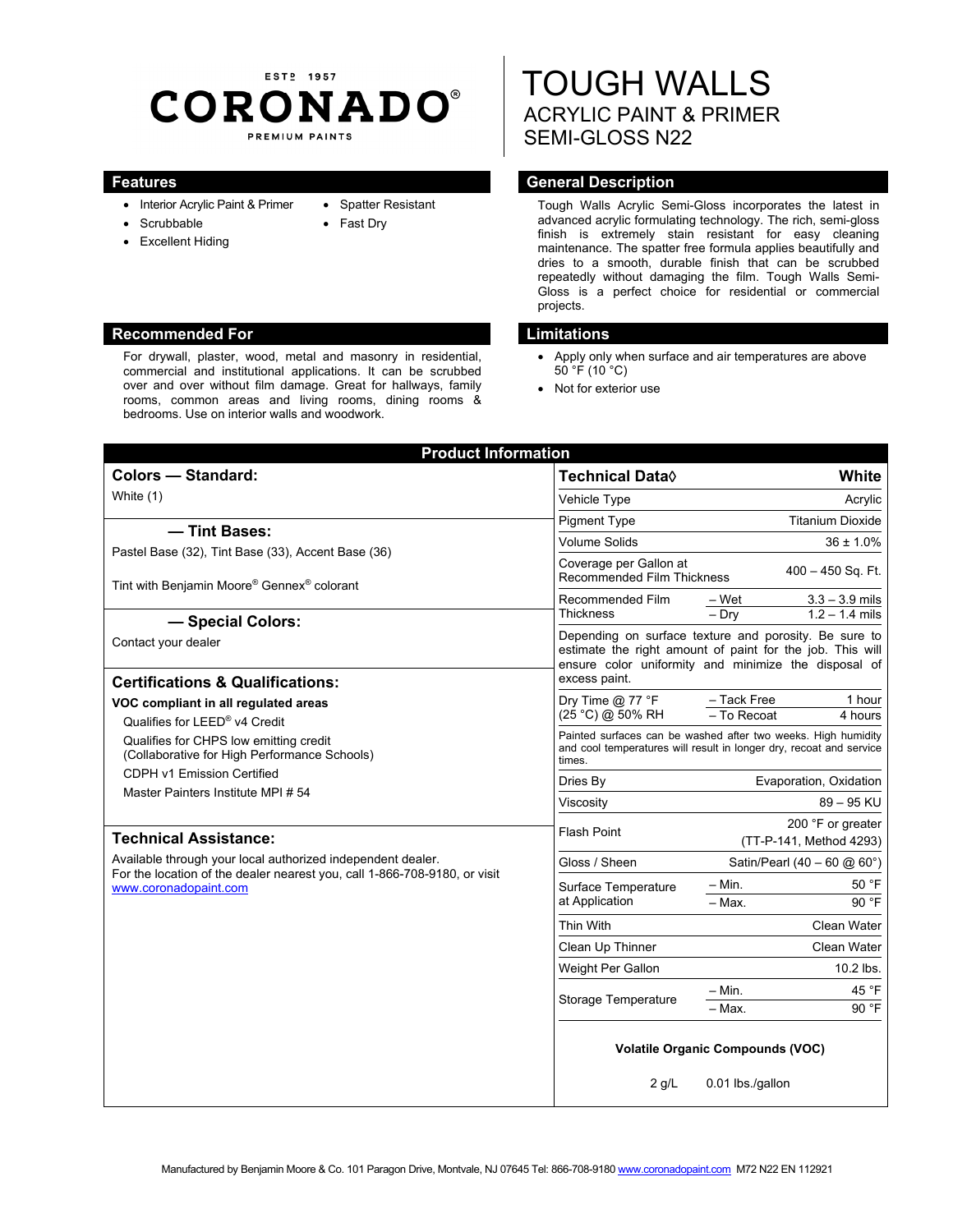ESTD 1957

# CORONADO®

PREMIUM PAINTS

# TOUGH WALLS
## ACRYLIC PAINT & PRIMER
## SEMI-GLOSS N22

## Features

- Interior Acrylic Paint & Primer
- Scrubbable
- Excellent Hiding
- Spatter Resistant
- Fast Dry

## General Description

Tough Walls Acrylic Semi-Gloss incorporates the latest in advanced acrylic formulating technology. The rich, semi-gloss finish is extremely stain resistant for easy cleaning maintenance. The spatter free formula applies beautifully and dries to a smooth, durable finish that can be scrubbed repeatedly without damaging the film. Tough Walls Semi-Gloss is a perfect choice for residential or commercial projects.

## Recommended For

For drywall, plaster, wood, metal and masonry in residential, commercial and institutional applications. It can be scrubbed over and over without film damage. Great for hallways, family rooms, common areas and living rooms, dining rooms & bedrooms. Use on interior walls and woodwork.

## Limitations

- Apply only when surface and air temperatures are above 50 °F (10 °C)
- Not for exterior use

## Product Information

### Colors — Standard:

White (1)

### — Tint Bases:

Pastel Base (32), Tint Base (33), Accent Base (36)

Tint with Benjamin Moore® Gennex® colorant

### — Special Colors:

Contact your dealer

### Certifications & Qualifications:

**VOC compliant in all regulated areas**

Qualifies for LEED® v4 Credit

Qualifies for CHPS low emitting credit (Collaborative for High Performance Schools)

CDPH v1 Emission Certified

Master Painters Institute MPI # 54

### Technical Assistance:

Available through your local authorized independent dealer.
For the location of the dealer nearest you, call 1-866-708-9180, or visit www.coronadopaint.com

| Technical Data◊ | | White |
|---|---|---|
| Vehicle Type | | Acrylic |
| Pigment Type | | Titanium Dioxide |
| Volume Solids | | 36 ± 1.0% |
| Coverage per Gallon at Recommended Film Thickness | | 400 – 450 Sq. Ft. |
| Recommended Film Thickness | – Wet | 3.3 – 3.9 mils |
| | – Dry | 1.2 – 1.4 mils |
| Depending on surface texture and porosity. Be sure to estimate the right amount of paint for the job. This will ensure color uniformity and minimize the disposal of excess paint. | | |
| Dry Time @ 77 °F (25 °C) @ 50% RH | – Tack Free | 1 hour |
| | – To Recoat | 4 hours |
| Painted surfaces can be washed after two weeks. High humidity and cool temperatures will result in longer dry, recoat and service times. | | |
| Dries By | | Evaporation, Oxidation |
| Viscosity | | 89 – 95 KU |
| Flash Point | | 200 °F or greater (TT-P-141, Method 4293) |
| Gloss / Sheen | | Satin/Pearl (40 – 60 @ 60°) |
| Surface Temperature at Application | – Min. | 50 °F |
| | – Max. | 90 °F |
| Thin With | | Clean Water |
| Clean Up Thinner | | Clean Water |
| Weight Per Gallon | | 10.2 lbs. |
| Storage Temperature | – Min. | 45 °F |
| | – Max. | 90 °F |

**Volatile Organic Compounds (VOC)**

2 g/L 0.01 lbs./gallon

Manufactured by Benjamin Moore & Co. 101 Paragon Drive, Montvale, NJ 07645 Tel: 866-708-9180 www.coronadopaint.com M72 N22 EN 112921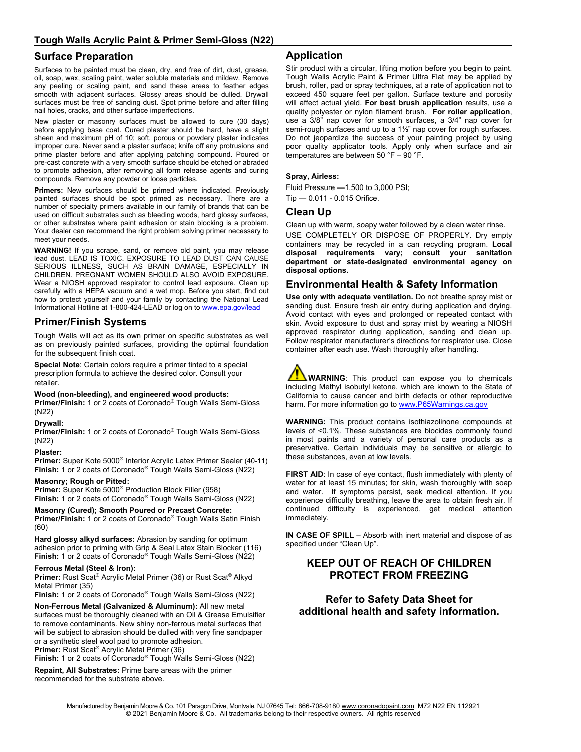## Tough Walls Acrylic Paint & Primer Semi-Gloss (N22)

### Surface Preparation

Surfaces to be painted must be clean, dry, and free of dirt, dust, grease, oil, soap, wax, scaling paint, water soluble materials and mildew. Remove any peeling or scaling paint, and sand these areas to feather edges smooth with adjacent surfaces. Glossy areas should be dulled. Drywall surfaces must be free of sanding dust. Spot prime before and after filling nail holes, cracks, and other surface imperfections.

New plaster or masonry surfaces must be allowed to cure (30 days) before applying base coat. Cured plaster should be hard, have a slight sheen and maximum pH of 10; soft, porous or powdery plaster indicates improper cure. Never sand a plaster surface; knife off any protrusions and prime plaster before and after applying patching compound. Poured or pre-cast concrete with a very smooth surface should be etched or abraded to promote adhesion, after removing all form release agents and curing compounds. Remove any powder or loose particles.

**Primers:** New surfaces should be primed where indicated. Previously painted surfaces should be spot primed as necessary. There are a number of specialty primers available in our family of brands that can be used on difficult substrates such as bleeding woods, hard glossy surfaces, or other substrates where paint adhesion or stain blocking is a problem. Your dealer can recommend the right problem solving primer necessary to meet your needs.

**WARNING!** If you scrape, sand, or remove old paint, you may release lead dust. LEAD IS TOXIC. EXPOSURE TO LEAD DUST CAN CAUSE SERIOUS ILLNESS, SUCH AS BRAIN DAMAGE, ESPECIALLY IN CHILDREN. PREGNANT WOMEN SHOULD ALSO AVOID EXPOSURE. Wear a NIOSH approved respirator to control lead exposure. Clean up carefully with a HEPA vacuum and a wet mop. Before you start, find out how to protect yourself and your family by contacting the National Lead Informational Hotline at 1-800-424-LEAD or log on to www.epa.gov/lead

### Primer/Finish Systems

Tough Walls will act as its own primer on specific substrates as well as on previously painted surfaces, providing the optimal foundation for the subsequent finish coat.

**Special Note**: Certain colors require a primer tinted to a special prescription formula to achieve the desired color. Consult your retailer.

**Wood (non-bleeding), and engineered wood products:**
**Primer/Finish:** 1 or 2 coats of Coronado® Tough Walls Semi-Gloss (N22)

**Drywall:**
**Primer/Finish:** 1 or 2 coats of Coronado® Tough Walls Semi-Gloss (N22)

**Plaster:**
**Primer:** Super Kote 5000® Interior Acrylic Latex Primer Sealer (40-11)
**Finish:** 1 or 2 coats of Coronado® Tough Walls Semi-Gloss (N22)

**Masonry; Rough or Pitted:**
**Primer:** Super Kote 5000® Production Block Filler (958)
**Finish:** 1 or 2 coats of Coronado® Tough Walls Semi-Gloss (N22)

**Masonry (Cured); Smooth Poured or Precast Concrete:**
**Primer/Finish:** 1 or 2 coats of Coronado® Tough Walls Satin Finish (60)

**Hard glossy alkyd surfaces:** Abrasion by sanding for optimum adhesion prior to priming with Grip & Seal Latex Stain Blocker (116)
**Finish:** 1 or 2 coats of Coronado® Tough Walls Semi-Gloss (N22)

**Ferrous Metal (Steel & Iron):**
**Primer:** Rust Scat® Acrylic Metal Primer (36) or Rust Scat® Alkyd Metal Primer (35)
**Finish:** 1 or 2 coats of Coronado® Tough Walls Semi-Gloss (N22)

**Non-Ferrous Metal (Galvanized & Aluminum):** All new metal surfaces must be thoroughly cleaned with an Oil & Grease Emulsifier to remove contaminants. New shiny non-ferrous metal surfaces that will be subject to abrasion should be dulled with very fine sandpaper or a synthetic steel wool pad to promote adhesion.
**Primer:** Rust Scat® Acrylic Metal Primer (36)
**Finish:** 1 or 2 coats of Coronado® Tough Walls Semi-Gloss (N22)

**Repaint, All Substrates:** Prime bare areas with the primer recommended for the substrate above.

### Application

Stir product with a circular, lifting motion before you begin to paint. Tough Walls Acrylic Paint & Primer Ultra Flat may be applied by brush, roller, pad or spray techniques, at a rate of application not to exceed 450 square feet per gallon. Surface texture and porosity will affect actual yield. **For best brush application** results, use a quality polyester or nylon filament brush. **For roller application**, use a 3/8" nap cover for smooth surfaces, a 3/4" nap cover for semi-rough surfaces and up to a 1½" nap cover for rough surfaces. Do not jeopardize the success of your painting project by using poor quality applicator tools. Apply only when surface and air temperatures are between 50 °F – 90 °F.

**Spray, Airless:**

Fluid Pressure —1,500 to 3,000 PSI;

Tip — 0.011 - 0.015 Orifice.

### Clean Up

Clean up with warm, soapy water followed by a clean water rinse.

USE COMPLETELY OR DISPOSE OF PROPERLY. Dry empty containers may be recycled in a can recycling program. **Local disposal requirements vary; consult your sanitation department or state-designated environmental agency on disposal options.**

### Environmental Health & Safety Information

**Use only with adequate ventilation.** Do not breathe spray mist or sanding dust. Ensure fresh air entry during application and drying. Avoid contact with eyes and prolonged or repeated contact with skin. Avoid exposure to dust and spray mist by wearing a NIOSH approved respirator during application, sanding and clean up. Follow respirator manufacturer's directions for respirator use. Close container after each use. Wash thoroughly after handling.

**WARNING**: This product can expose you to chemicals including Methyl isobutyl ketone, which are known to the State of California to cause cancer and birth defects or other reproductive harm. For more information go to www.P65Warnings.ca.gov

**WARNING:** This product contains isothiazolinone compounds at levels of <0.1%. These substances are biocides commonly found in most paints and a variety of personal care products as a preservative. Certain individuals may be sensitive or allergic to these substances, even at low levels.

**FIRST AID**: In case of eye contact, flush immediately with plenty of water for at least 15 minutes; for skin, wash thoroughly with soap and water. If symptoms persist, seek medical attention. If you experience difficulty breathing, leave the area to obtain fresh air. If continued difficulty is experienced, get medical attention immediately.

**IN CASE OF SPILL** – Absorb with inert material and dispose of as specified under "Clean Up".

**KEEP OUT OF REACH OF CHILDREN**
**PROTECT FROM FREEZING**

**Refer to Safety Data Sheet for additional health and safety information.**

Manufactured by Benjamin Moore & Co. 101 Paragon Drive, Montvale, NJ 07645 Tel: 866-708-9180 www.coronadopaint.com M72 N22 EN 112921
© 2021 Benjamin Moore & Co. All trademarks belong to their respective owners. All rights reserved